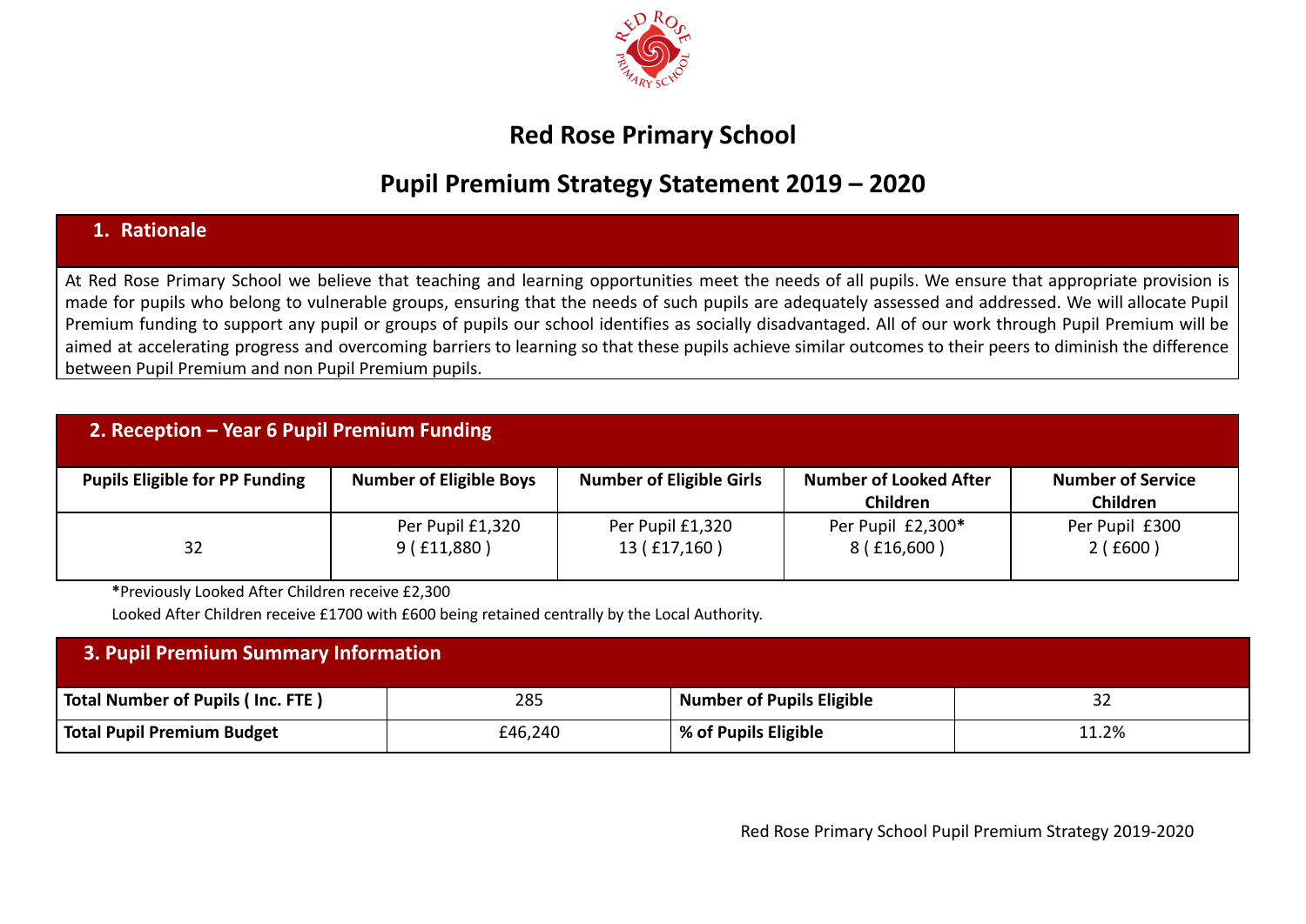# Red Rose Primary School

## Pupil Premium Strategy Statement 2019 – 2020

### 1. Rationale

At Red Rose Primary School we believe that teaching and learning opportunities meet the needs of all pupils. We ensure that appropriate provision is made for pupils who belong to vulnerable groups, ensuring that the needs of such pupils are adequately assessed and addressed. We will allocate Pupil Premium funding to support any pupil or groups of pupils our school identifies as socially disadvantaged. All of our work through Pupil Premium will be aimed at accelerating progress and overcoming barriers to learning so that these pupils achieve similar outcomes to their peers to diminish the difference between Pupil Premium and non Pupil Premium pupils.

### 2. Reception – Year 6 Pupil Premium Funding

| Pupils Eligible for PP Funding | Number of Eligible Boys | Number of Eligible Girls | Number of Looked After Children | Number of Service Children |
|---|---|---|---|---|
| 32 | Per Pupil £1,320<br>9 ( £11,880 ) | Per Pupil £1,320<br>13 ( £17,160 ) | Per Pupil £2,300*<br>8 ( £16,600 ) | Per Pupil £300<br>2 ( £600 ) |

***Previously Looked After Children receive £2,300**

Looked After Children receive £1700 with £600 being retained centrally by the Local Authority.

### 3. Pupil Premium Summary Information

| **Total Number of Pupils ( Inc. FTE )** | 285 | **Number of Pupils Eligible** | 32 |
|---|---|---|---|
| **Total Pupil Premium Budget** | £46,240 | **% of Pupils Eligible** | 11.2% |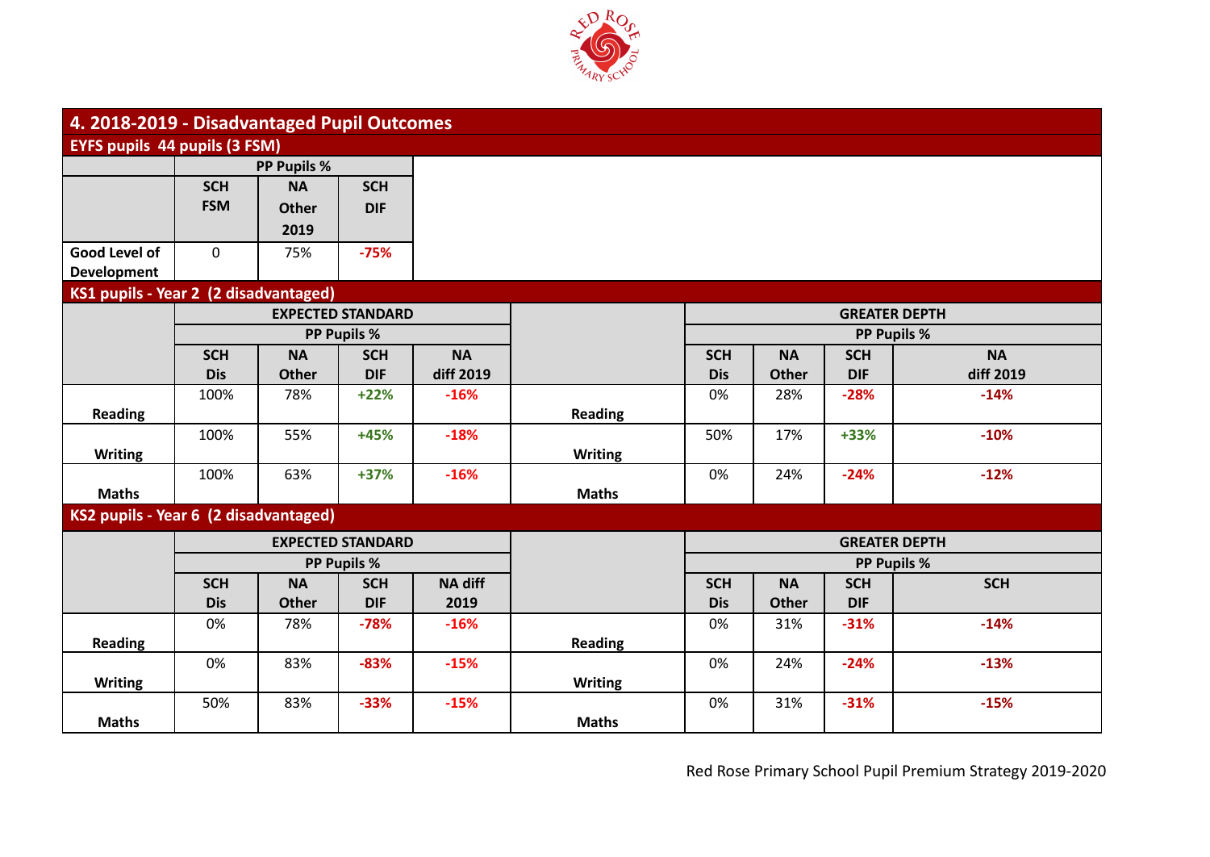## 4. 2018-2019 - Disadvantaged Pupil Outcomes

### EYFS pupils 44 pupils (3 FSM)

| | PP Pupils % | | |
|---|---|---|---|
| | SCH FSM | NA Other 2019 | SCH DIF |
| Good Level of Development | 0 | 75% | -75% |

### KS1 pupils - Year 2 (2 disadvantaged)

| | EXPECTED STANDARD | | | | | GREATER DEPTH | | | |
|---|---|---|---|---|---|---|---|---|---|
| | PP Pupils % | | | | | PP Pupils % | | | |
| | SCH Dis | NA Other | SCH DIF | NA diff 2019 | | SCH Dis | NA Other | SCH DIF | NA diff 2019 |
| Reading | 100% | 78% | +22% | -16% | Reading | 0% | 28% | -28% | -14% |
| Writing | 100% | 55% | +45% | -18% | Writing | 50% | 17% | +33% | -10% |
| Maths | 100% | 63% | +37% | -16% | Maths | 0% | 24% | -24% | -12% |

### KS2 pupils - Year 6 (2 disadvantaged)

| | EXPECTED STANDARD | | | | | GREATER DEPTH | | | |
|---|---|---|---|---|---|---|---|---|---|
| | PP Pupils % | | | | | PP Pupils % | | | |
| | SCH Dis | NA Other | SCH DIF | NA diff 2019 | | SCH Dis | NA Other | SCH DIF | SCH |
| Reading | 0% | 78% | -78% | -16% | Reading | 0% | 31% | -31% | -14% |
| Writing | 0% | 83% | -83% | -15% | Writing | 0% | 24% | -24% | -13% |
| Maths | 50% | 83% | -33% | -15% | Maths | 0% | 31% | -31% | -15% |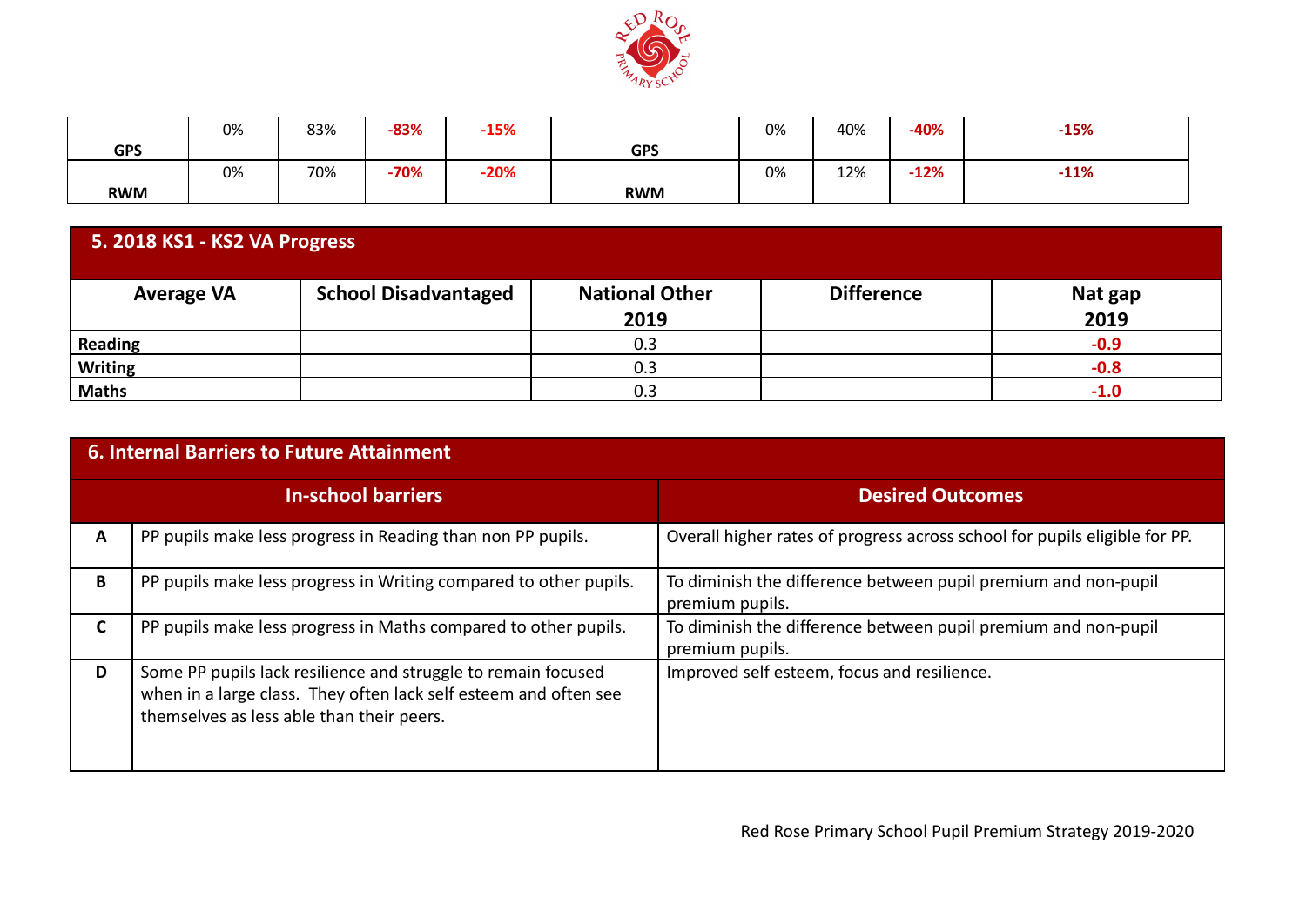| GPS | 0% | 83% | -83% | -15% | GPS | 0% | 40% | -40% | -15% |
|---|---|---|---|---|---|---|---|---|---|
| RWM | 0% | 70% | -70% | -20% | RWM | 0% | 12% | -12% | -11% |

## 5. 2018 KS1 - KS2 VA Progress

| Average VA | School Disadvantaged | National Other 2019 | Difference | Nat gap 2019 |
|---|---|---|---|---|
| Reading | | 0.3 | | -0.9 |
| Writing | | 0.3 | | -0.8 |
| Maths | | 0.3 | | -1.0 |

## 6. Internal Barriers to Future Attainment

| | In-school barriers | Desired Outcomes |
|---|---|---|
| A | PP pupils make less progress in Reading than non PP pupils. | Overall higher rates of progress across school for pupils eligible for PP. |
| B | PP pupils make less progress in Writing compared to other pupils. | To diminish the difference between pupil premium and non-pupil premium pupils. |
| C | PP pupils make less progress in Maths compared to other pupils. | To diminish the difference between pupil premium and non-pupil premium pupils. |
| D | Some PP pupils lack resilience and struggle to remain focused when in a large class. They often lack self esteem and often see themselves as less able than their peers. | Improved self esteem, focus and resilience. |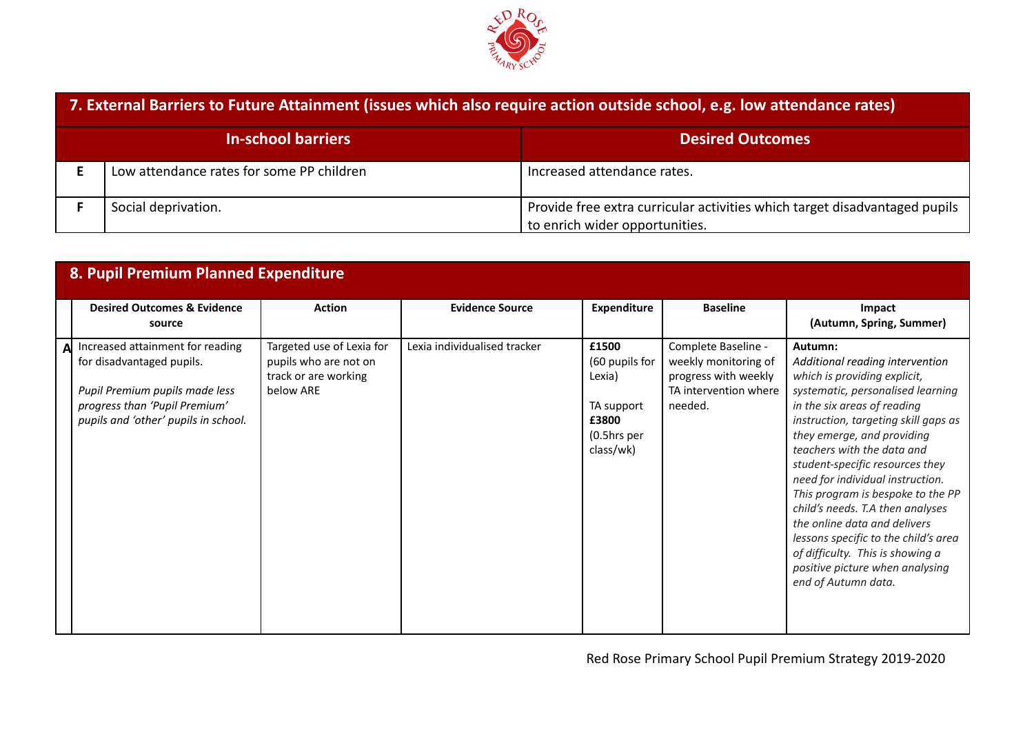## 7. External Barriers to Future Attainment (issues which also require action outside school, e.g. low attendance rates)

| | In-school barriers | Desired Outcomes |
|---|---|---|
| **E** | Low attendance rates for some PP children | Increased attendance rates. |
| **F** | Social deprivation. | Provide free extra curricular activities which target disadvantaged pupils to enrich wider opportunities. |

## 8. Pupil Premium Planned Expenditure

| | Desired Outcomes & Evidence source | Action | Evidence Source | Expenditure | Baseline | Impact (Autumn, Spring, Summer) |
|---|---|---|---|---|---|---|
| **A** | Increased attainment for reading for disadvantaged pupils.<br><br>*Pupil Premium pupils made less progress than 'Pupil Premium' pupils and 'other' pupils in school.* | Targeted use of Lexia for pupils who are not on track or are working below ARE | Lexia individualised tracker | **£1500** (60 pupils for Lexia)<br><br>TA support **£3800** (0.5hrs per class/wk) | Complete Baseline - weekly monitoring of progress with weekly TA intervention where needed. | **Autumn:**<br>*Additional reading intervention which is providing explicit, systematic, personalised learning in the six areas of reading instruction, targeting skill gaps as they emerge, and providing teachers with the data and student-specific resources they need for individual instruction. This program is bespoke to the PP child's needs. T.A then analyses the online data and delivers lessons specific to the child's area of difficulty. This is showing a positive picture when analysing end of Autumn data.* |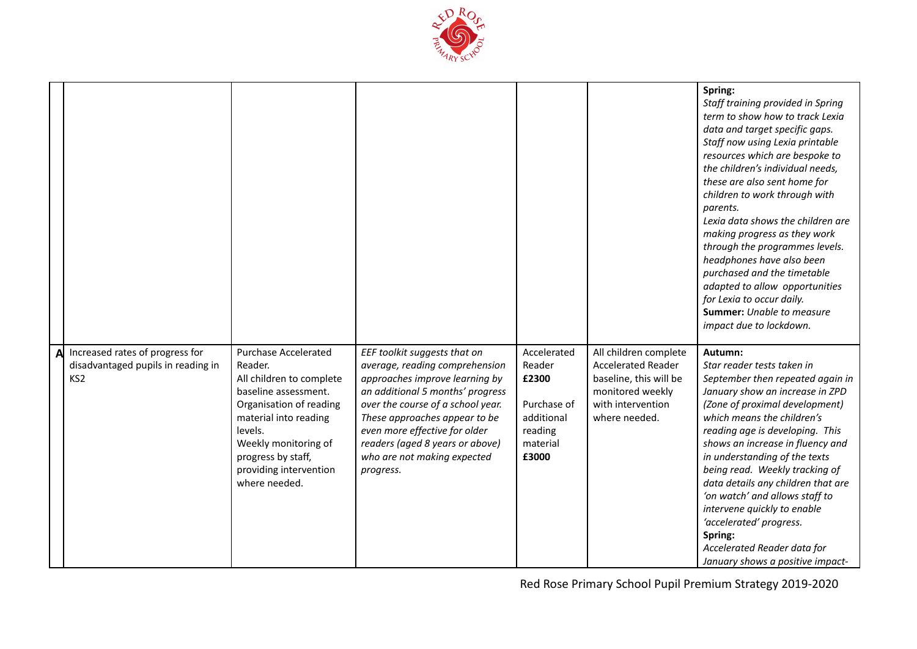| | | | | | | |
|---|---|---|---|---|---|---|
| | | | | | | **Spring:** *Staff training provided in Spring term to show how to track Lexia data and target specific gaps. Staff now using Lexia printable resources which are bespoke to the children's individual needs, these are also sent home for children to work through with parents. Lexia data shows the children are making progress as they work through the programmes levels. headphones have also been purchased and the timetable adapted to allow opportunities for Lexia to occur daily.* **Summer:** *Unable to measure impact due to lockdown.* |
| **A** | Increased rates of progress for disadvantaged pupils in reading in KS2 | Purchase Accelerated Reader. All children to complete baseline assessment. Organisation of reading material into reading levels. Weekly monitoring of progress by staff, providing intervention where needed. | *EEF toolkit suggests that on average, reading comprehension approaches improve learning by an additional 5 months' progress over the course of a school year. These approaches appear to be even more effective for older readers (aged 8 years or above) who are not making expected progress.* | Accelerated Reader **£2300** Purchase of additional reading material **£3000** | All children complete Accelerated Reader baseline, this will be monitored weekly with intervention where needed. | **Autumn:** *Star reader tests taken in September then repeated again in January show an increase in ZPD (Zone of proximal development) which means the children's reading age is developing. This shows an increase in fluency and in understanding of the texts being read. Weekly tracking of data details any children that are 'on watch' and allows staff to intervene quickly to enable 'accelerated' progress.* **Spring:** *Accelerated Reader data for January shows a positive impact-* |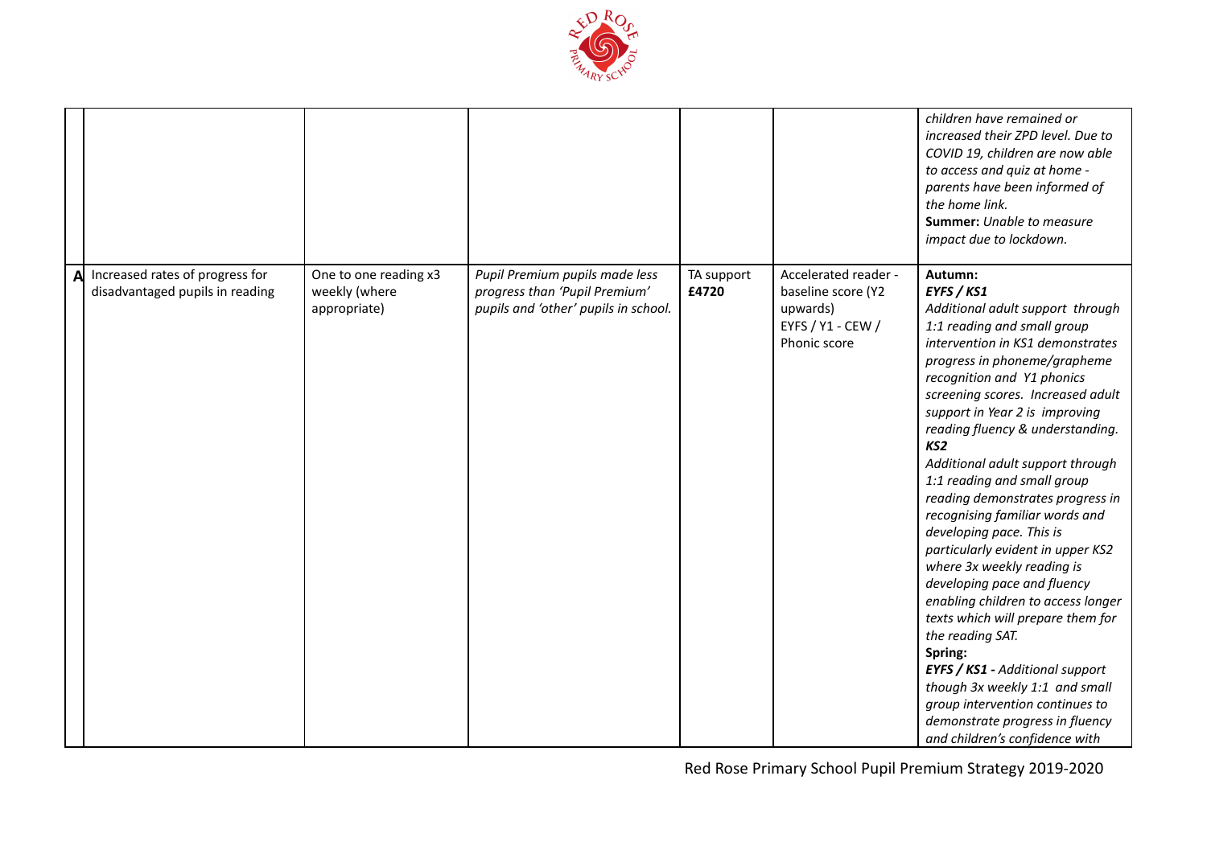| | | | | | | |
|---|---|---|---|---|---|---|
| | | | | | | *children have remained or increased their ZPD level. Due to COVID 19, children are now able to access and quiz at home - parents have been informed of the home link.* **Summer:** *Unable to measure impact due to lockdown.* |
| **A** | Increased rates of progress for disadvantaged pupils in reading | One to one reading x3 weekly (where appropriate) | *Pupil Premium pupils made less progress than 'Pupil Premium' pupils and 'other' pupils in school.* | TA support **£4720** | Accelerated reader - baseline score (Y2 upwards) EYFS / Y1 - CEW / Phonic score | **Autumn:** ***EYFS / KS1*** *Additional adult support through 1:1 reading and small group intervention in KS1 demonstrates progress in phoneme/grapheme recognition and Y1 phonics screening scores. Increased adult support in Year 2 is improving reading fluency & understanding.* ***KS2*** *Additional adult support through 1:1 reading and small group reading demonstrates progress in recognising familiar words and developing pace. This is particularly evident in upper KS2 where 3x weekly reading is developing pace and fluency enabling children to access longer texts which will prepare them for the reading SAT.* **Spring:** ***EYFS / KS1 -*** *Additional support though 3x weekly 1:1 and small group intervention continues to demonstrate progress in fluency and children's confidence with* |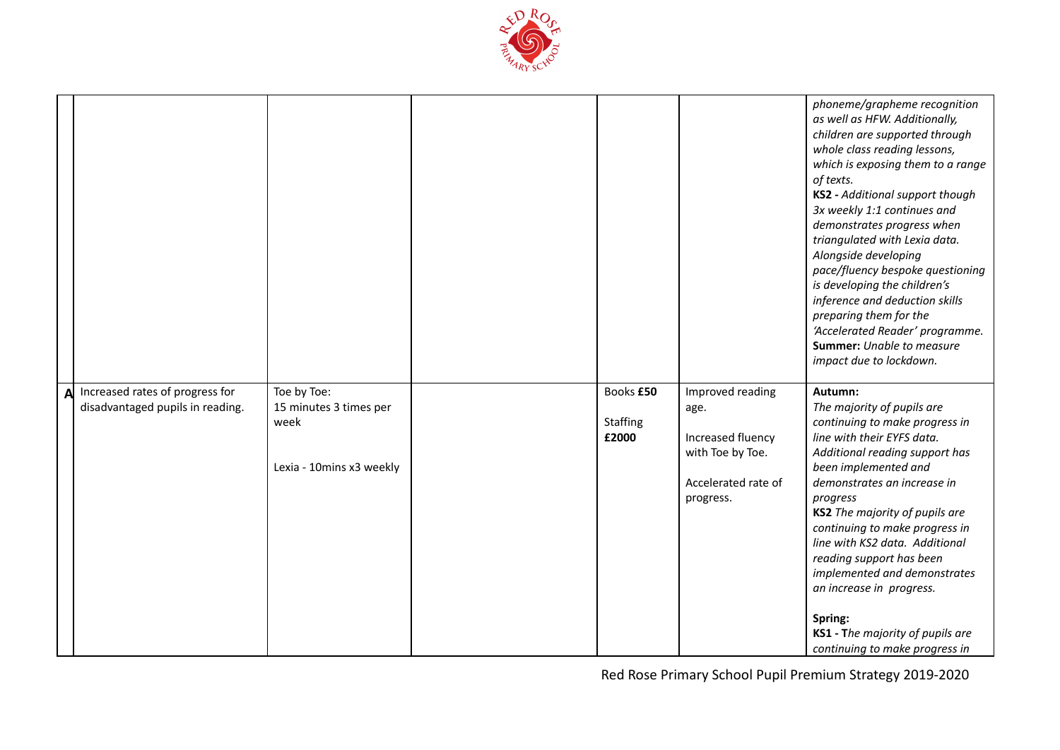| | | | | | | |
|---|---|---|---|---|---|---|
| | | | | | | *phoneme/grapheme recognition as well as HFW. Additionally, children are supported through whole class reading lessons, which is exposing them to a range of texts.*<br>**KS2 -** *Additional support though 3x weekly 1:1 continues and demonstrates progress when triangulated with Lexia data. Alongside developing pace/fluency bespoke questioning is developing the children's inference and deduction skills preparing them for the 'Accelerated Reader' programme.*<br>**Summer:** *Unable to measure impact due to lockdown.* |
| **A** | Increased rates of progress for disadvantaged pupils in reading. | Toe by Toe:<br>15 minutes 3 times per week<br><br>Lexia - 10mins x3 weekly | | Books **£50**<br><br>Staffing **£2000** | Improved reading age.<br><br>Increased fluency with Toe by Toe.<br><br>Accelerated rate of progress. | **Autumn:**<br>*The majority of pupils are continuing to make progress in line with their EYFS data. Additional reading support has been implemented and demonstrates an increase in progress*<br>**KS2** *The majority of pupils are continuing to make progress in line with KS2 data. Additional reading support has been implemented and demonstrates an increase in progress.*<br><br>**Spring:**<br>**KS1 - T***he majority of pupils are continuing to make progress in* |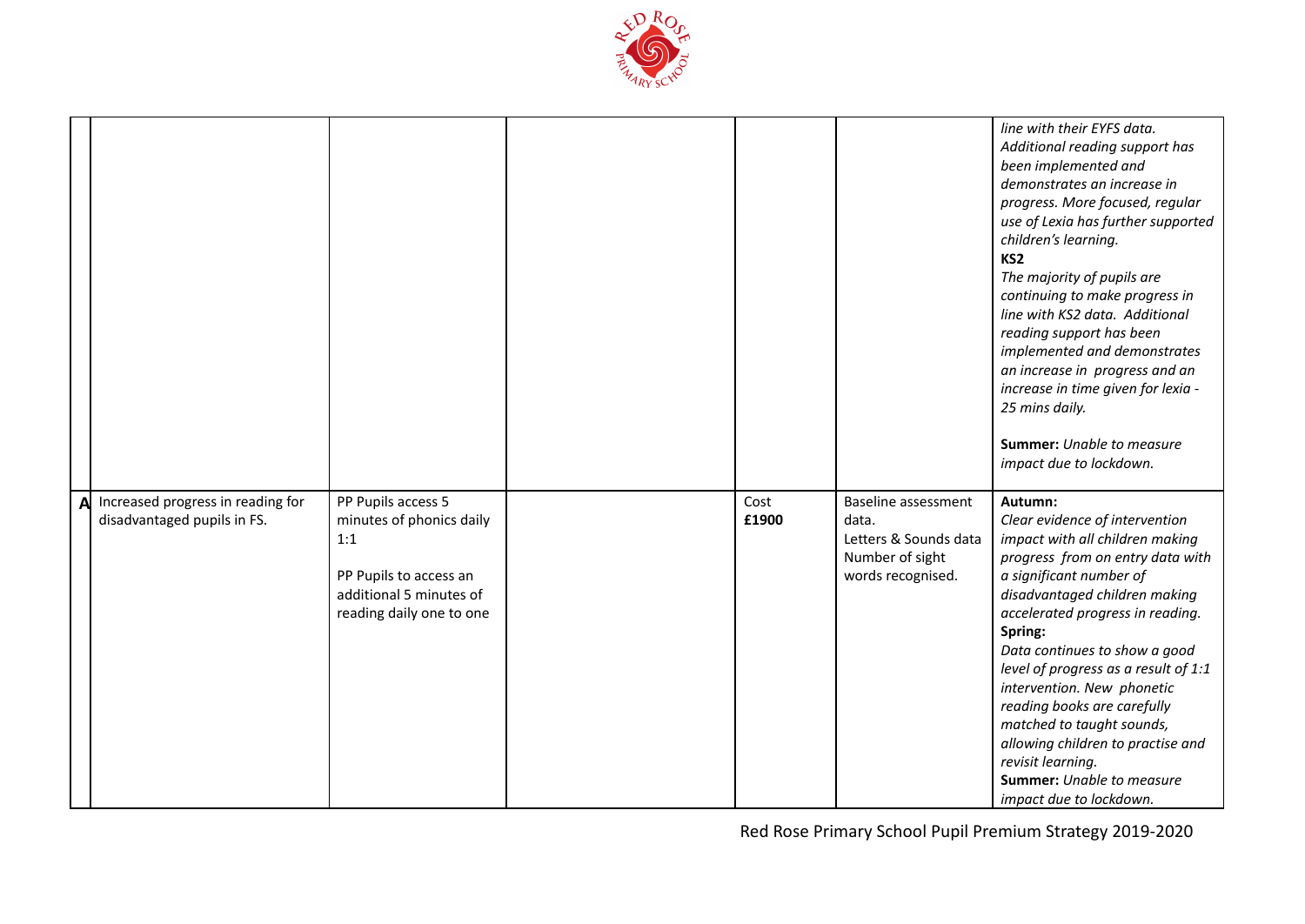| | | | | | | |
|---|---|---|---|---|---|---|
| | | | | | | *line with their EYFS data. Additional reading support has been implemented and demonstrates an increase in progress. More focused, regular use of Lexia has further supported children's learning.*<br>**KS2**<br>*The majority of pupils are continuing to make progress in line with KS2 data. Additional reading support has been implemented and demonstrates an increase in progress and an increase in time given for lexia - 25 mins daily.*<br><br>**Summer:** *Unable to measure impact due to lockdown.* |
| **A** | Increased progress in reading for disadvantaged pupils in FS. | PP Pupils access 5 minutes of phonics daily 1:1<br><br>PP Pupils to access an additional 5 minutes of reading daily one to one | | Cost **£1900** | Baseline assessment data.<br>Letters & Sounds data<br>Number of sight words recognised. | **Autumn:**<br>*Clear evidence of intervention impact with all children making progress from on entry data with a significant number of disadvantaged children making accelerated progress in reading.*<br>**Spring:**<br>*Data continues to show a good level of progress as a result of 1:1 intervention. New phonetic reading books are carefully matched to taught sounds, allowing children to practise and revisit learning.*<br>**Summer:** *Unable to measure impact due to lockdown.* |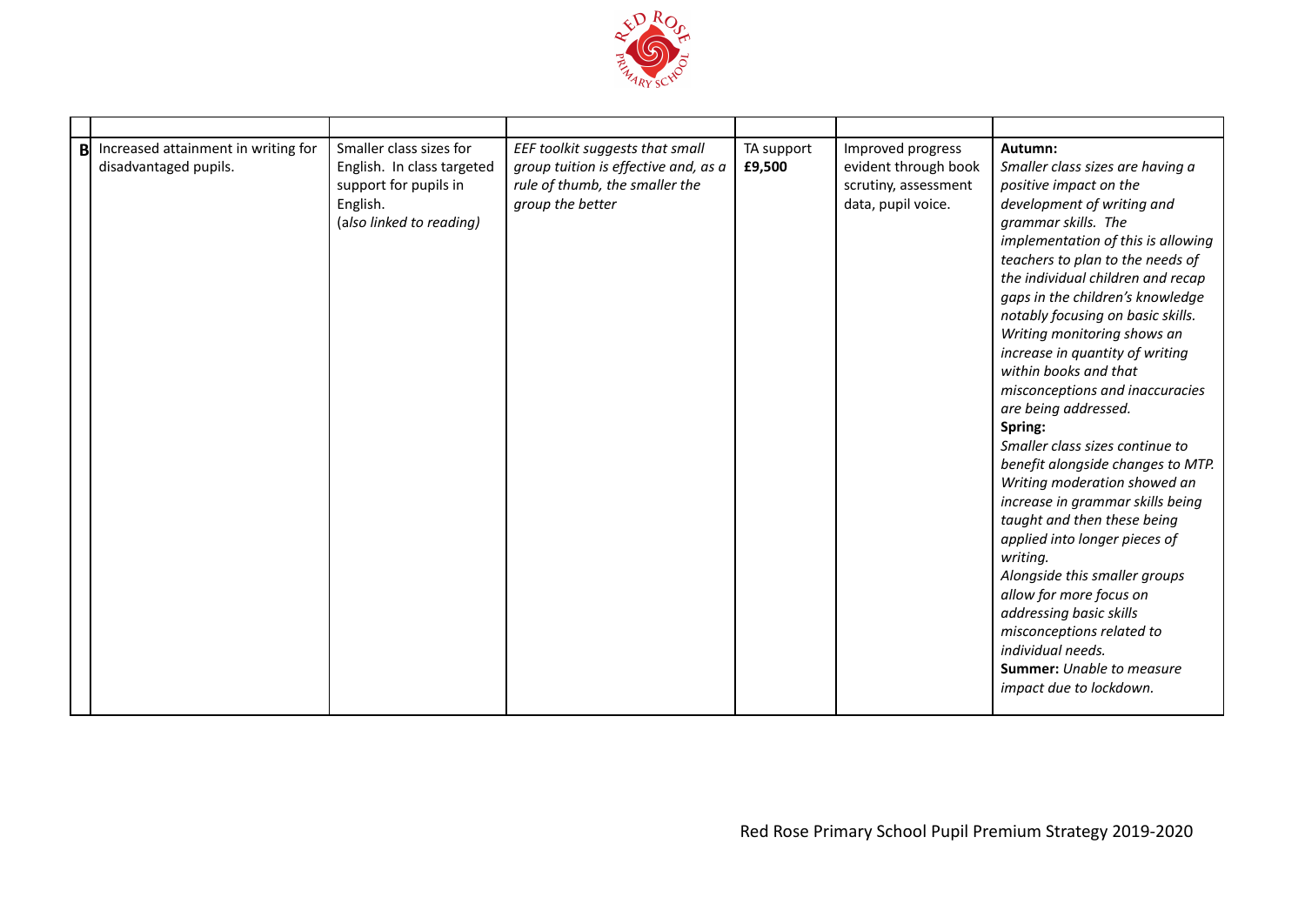| | | | | | | |
|---|---|---|---|---|---|---|
| **B** | Increased attainment in writing for disadvantaged pupils. | Smaller class sizes for English. In class targeted support for pupils in English. (*also linked to reading)* | *EEF toolkit suggests that small group tuition is effective and, as a rule of thumb, the smaller the group the better* | TA support **£9,500** | Improved progress evident through book scrutiny, assessment data, pupil voice. | **Autumn:** *Smaller class sizes are having a positive impact on the development of writing and grammar skills. The implementation of this is allowing teachers to plan to the needs of the individual children and recap gaps in the children's knowledge notably focusing on basic skills. Writing monitoring shows an increase in quantity of writing within books and that misconceptions and inaccuracies are being addressed.* **Spring:** *Smaller class sizes continue to benefit alongside changes to MTP. Writing moderation showed an increase in grammar skills being taught and then these being applied into longer pieces of writing. Alongside this smaller groups allow for more focus on addressing basic skills misconceptions related to individual needs.* **Summer:** *Unable to measure impact due to lockdown.* |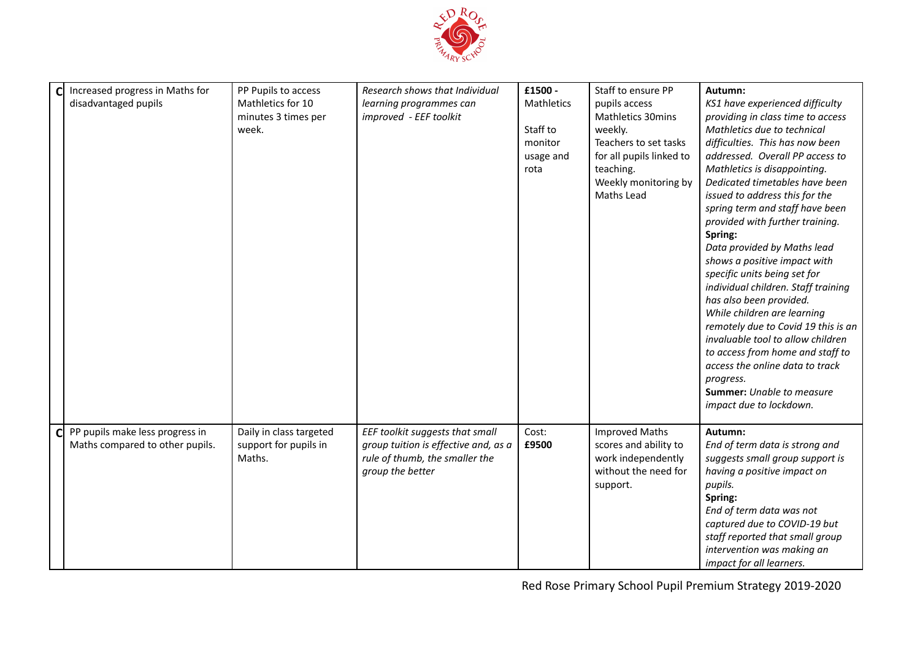| | | | | | | |
|---|---|---|---|---|---|---|
| C | Increased progress in Maths for disadvantaged pupils | PP Pupils to access Mathletics for 10 minutes 3 times per week. | *Research shows that Individual learning programmes can improved - EEF toolkit* | **£1500 -** Mathletics<br><br>Staff to monitor usage and rota | Staff to ensure PP pupils access Mathletics 30mins weekly.<br>Teachers to set tasks for all pupils linked to teaching.<br>Weekly monitoring by Maths Lead | **Autumn:**<br>*KS1 have experienced difficulty providing in class time to access Mathletics due to technical difficulties. This has now been addressed. Overall PP access to Mathletics is disappointing. Dedicated timetables have been issued to address this for the spring term and staff have been provided with further training.*<br>**Spring:**<br>*Data provided by Maths lead shows a positive impact with specific units being set for individual children. Staff training has also been provided.*<br>*While children are learning remotely due to Covid 19 this is an invaluable tool to allow children to access from home and staff to access the online data to track progress.*<br>**Summer:** *Unable to measure impact due to lockdown.* |
| C | PP pupils make less progress in Maths compared to other pupils. | Daily in class targeted support for pupils in Maths. | *EEF toolkit suggests that small group tuition is effective and, as a rule of thumb, the smaller the group the better* | Cost:<br>**£9500** | Improved Maths scores and ability to work independently without the need for support. | **Autumn:**<br>*End of term data is strong and suggests small group support is having a positive impact on pupils.*<br>**Spring:**<br>*End of term data was not captured due to COVID-19 but staff reported that small group intervention was making an impact for all learners.* |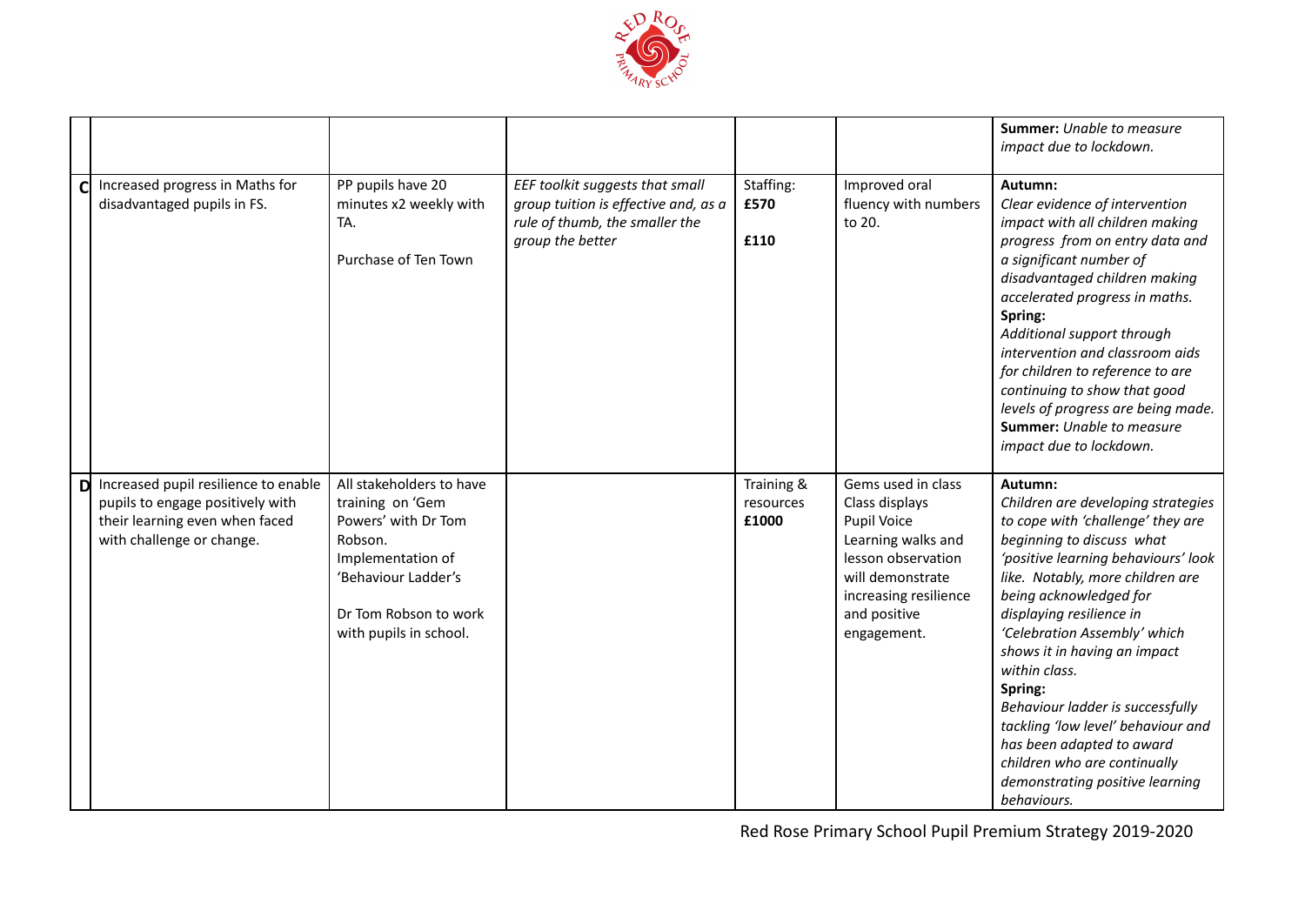| | | | | | | |
|---|---|---|---|---|---|---|
| | | | | | | **Summer:** *Unable to measure impact due to lockdown.* |
| **C** | Increased progress in Maths for disadvantaged pupils in FS. | PP pupils have 20 minutes x2 weekly with TA.<br><br>Purchase of Ten Town | *EEF toolkit suggests that small group tuition is effective and, as a rule of thumb, the smaller the group the better* | Staffing:<br>**£570**<br><br>**£110** | Improved oral fluency with numbers to 20. | **Autumn:**<br>*Clear evidence of intervention impact with all children making progress from on entry data and a significant number of disadvantaged children making accelerated progress in maths.*<br>**Spring:**<br>*Additional support through intervention and classroom aids for children to reference to are continuing to show that good levels of progress are being made.*<br>**Summer:** *Unable to measure impact due to lockdown.* |
| **D** | Increased pupil resilience to enable pupils to engage positively with their learning even when faced with challenge or change. | All stakeholders to have training on 'Gem Powers' with Dr Tom Robson.<br>Implementation of 'Behaviour Ladder's<br><br>Dr Tom Robson to work with pupils in school. | | Training & resources<br>**£1000** | Gems used in class<br>Class displays<br>Pupil Voice<br>Learning walks and lesson observation will demonstrate increasing resilience and positive engagement. | **Autumn:**<br>*Children are developing strategies to cope with 'challenge' they are beginning to discuss what 'positive learning behaviours' look like. Notably, more children are being acknowledged for displaying resilience in 'Celebration Assembly' which shows it in having an impact within class.*<br>**Spring:**<br>*Behaviour ladder is successfully tackling 'low level' behaviour and has been adapted to award children who are continually demonstrating positive learning behaviours.* |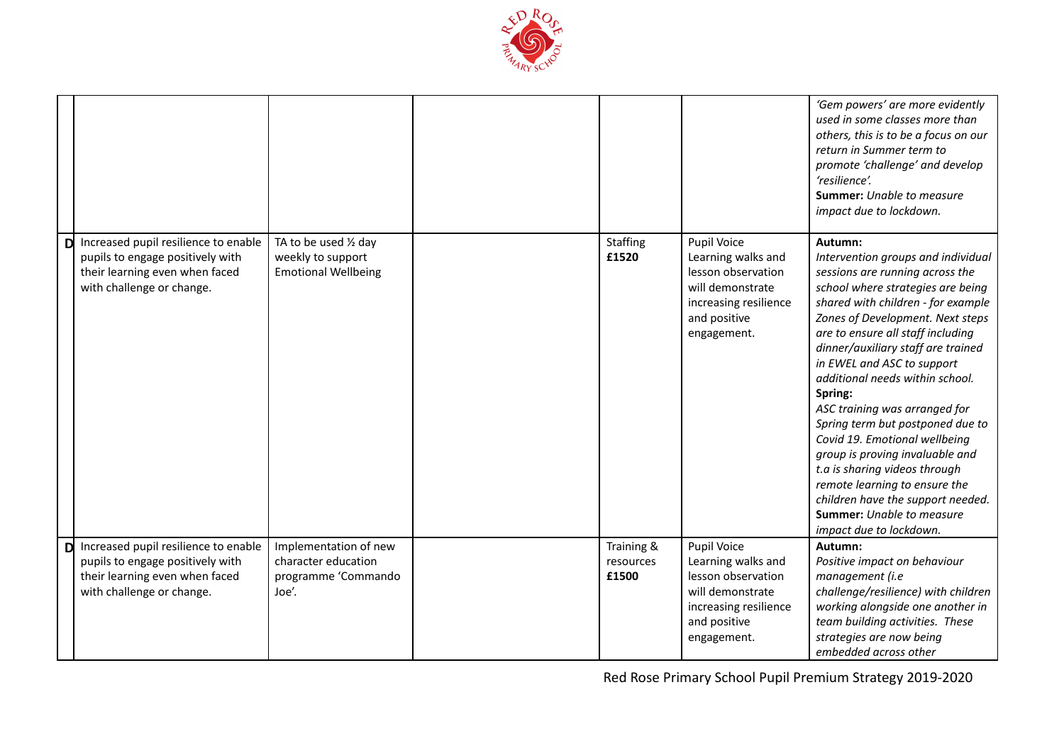| | | | | | | |
|---|---|---|---|---|---|---|
| | | | | | | *'Gem powers' are more evidently used in some classes more than others, this is to be a focus on our return in Summer term to promote 'challenge' and develop 'resilience'.* **Summer:** *Unable to measure impact due to lockdown.* |
| D | Increased pupil resilience to enable pupils to engage positively with their learning even when faced with challenge or change. | TA to be used ½ day weekly to support Emotional Wellbeing | | Staffing **£1520** | Pupil Voice Learning walks and lesson observation will demonstrate increasing resilience and positive engagement. | **Autumn:** *Intervention groups and individual sessions are running across the school where strategies are being shared with children - for example Zones of Development. Next steps are to ensure all staff including dinner/auxiliary staff are trained in EWEL and ASC to support additional needs within school.* **Spring:** *ASC training was arranged for Spring term but postponed due to Covid 19. Emotional wellbeing group is proving invaluable and t.a is sharing videos through remote learning to ensure the children have the support needed.* **Summer:** *Unable to measure impact due to lockdown.* |
| D | Increased pupil resilience to enable pupils to engage positively with their learning even when faced with challenge or change. | Implementation of new character education programme 'Commando Joe'. | | Training & resources **£1500** | Pupil Voice Learning walks and lesson observation will demonstrate increasing resilience and positive engagement. | **Autumn:** *Positive impact on behaviour management (i.e challenge/resilience) with children working alongside one another in team building activities. These strategies are now being embedded across other* |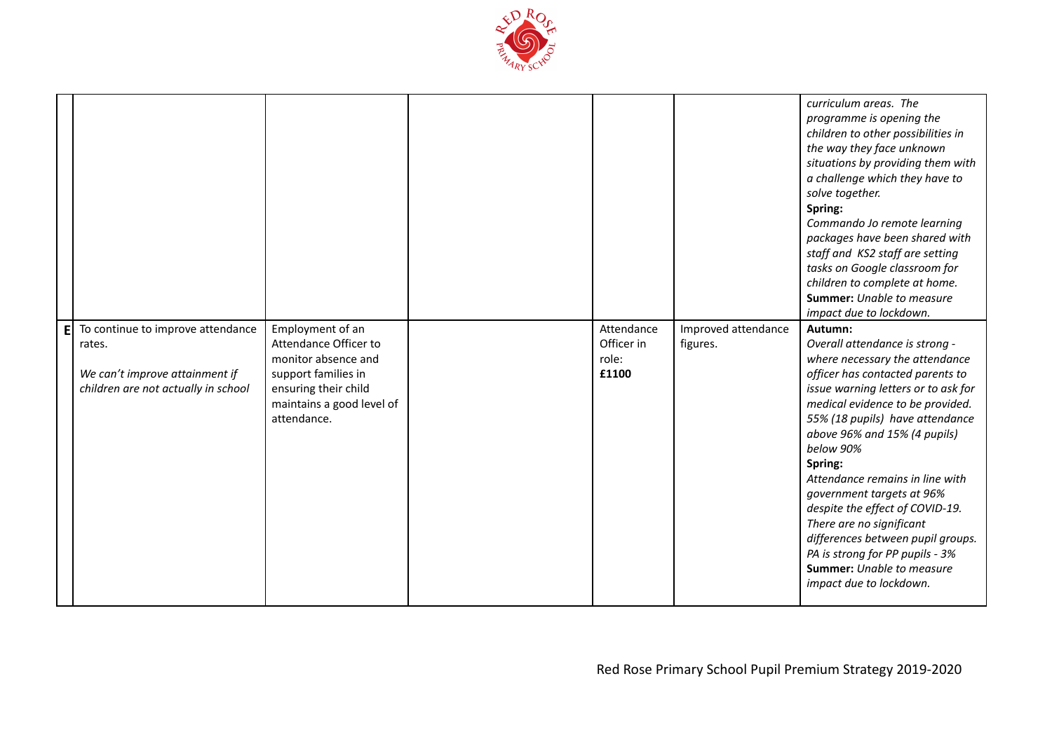| | | | | | | |
|---|---|---|---|---|---|---|
| | | | | | | *curriculum areas. The programme is opening the children to other possibilities in the way they face unknown situations by providing them with a challenge which they have to solve together.*<br>**Spring:**<br>*Commando Jo remote learning packages have been shared with staff and KS2 staff are setting tasks on Google classroom for children to complete at home.*<br>**Summer:** *Unable to measure impact due to lockdown.* |
| **E** | To continue to improve attendance rates.<br><br>*We can't improve attainment if children are not actually in school* | Employment of an Attendance Officer to monitor absence and support families in ensuring their child maintains a good level of attendance. | | Attendance Officer in role:<br>**£1100** | Improved attendance figures. | **Autumn:**<br>*Overall attendance is strong - where necessary the attendance officer has contacted parents to issue warning letters or to ask for medical evidence to be provided. 55% (18 pupils) have attendance above 96% and 15% (4 pupils) below 90%*<br>**Spring:**<br>*Attendance remains in line with government targets at 96% despite the effect of COVID-19. There are no significant differences between pupil groups. PA is strong for PP pupils - 3%*<br>**Summer:** *Unable to measure impact due to lockdown.* |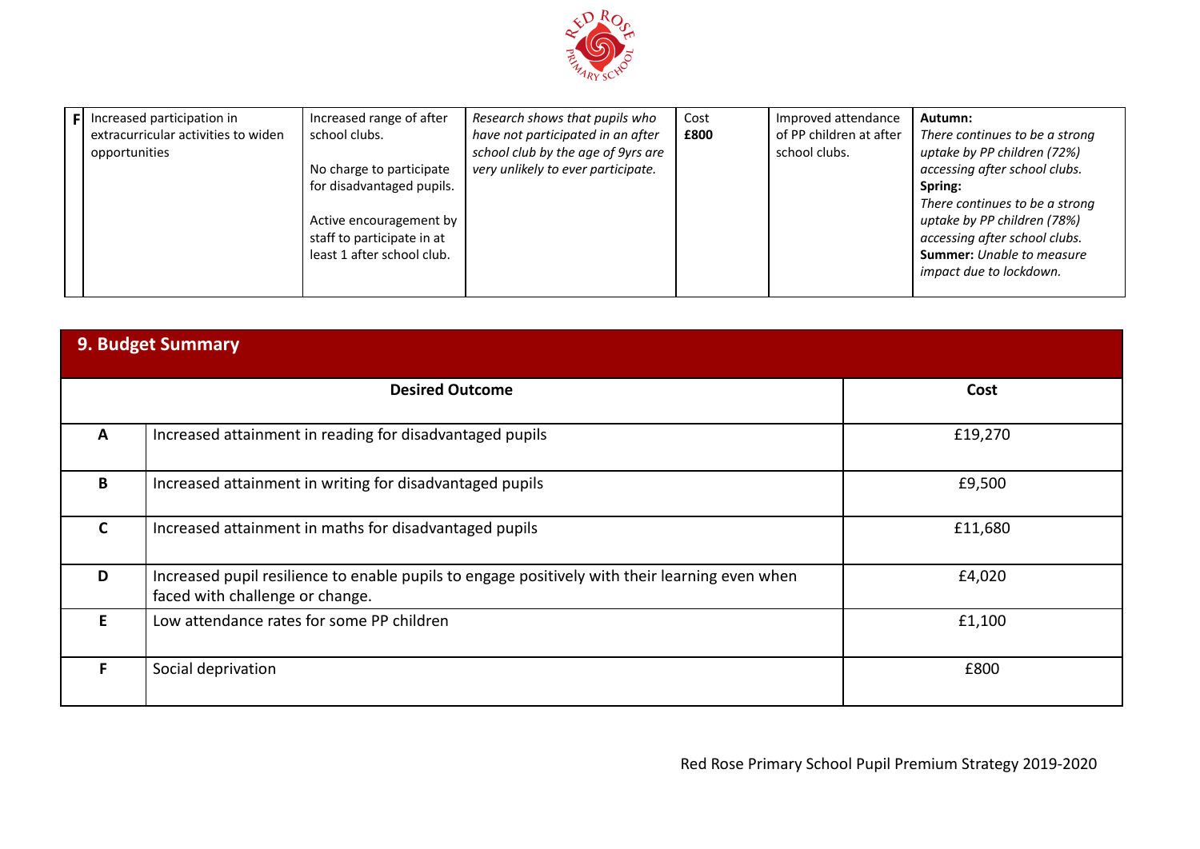| F | Increased participation in extracurricular activities to widen opportunities | Increased range of after school clubs.<br><br>No charge to participate for disadvantaged pupils.<br><br>Active encouragement by staff to participate in at least 1 after school club. | *Research shows that pupils who have not participated in an after school club by the age of 9yrs are very unlikely to ever participate.* | Cost **£800** | Improved attendance of PP children at after school clubs. | **Autumn:** *There continues to be a strong uptake by PP children (72%) accessing after school clubs.*<br>**Spring:** *There continues to be a strong uptake by PP children (78%) accessing after school clubs.*<br>**Summer:** *Unable to measure impact due to lockdown.* |
|---|---|---|---|---|---|---|

## 9. Budget Summary

| | Desired Outcome | Cost |
|---|---|---|
| **A** | Increased attainment in reading for disadvantaged pupils | £19,270 |
| **B** | Increased attainment in writing for disadvantaged pupils | £9,500 |
| **C** | Increased attainment in maths for disadvantaged pupils | £11,680 |
| **D** | Increased pupil resilience to enable pupils to engage positively with their learning even when faced with challenge or change. | £4,020 |
| **E** | Low attendance rates for some PP children | £1,100 |
| **F** | Social deprivation | £800 |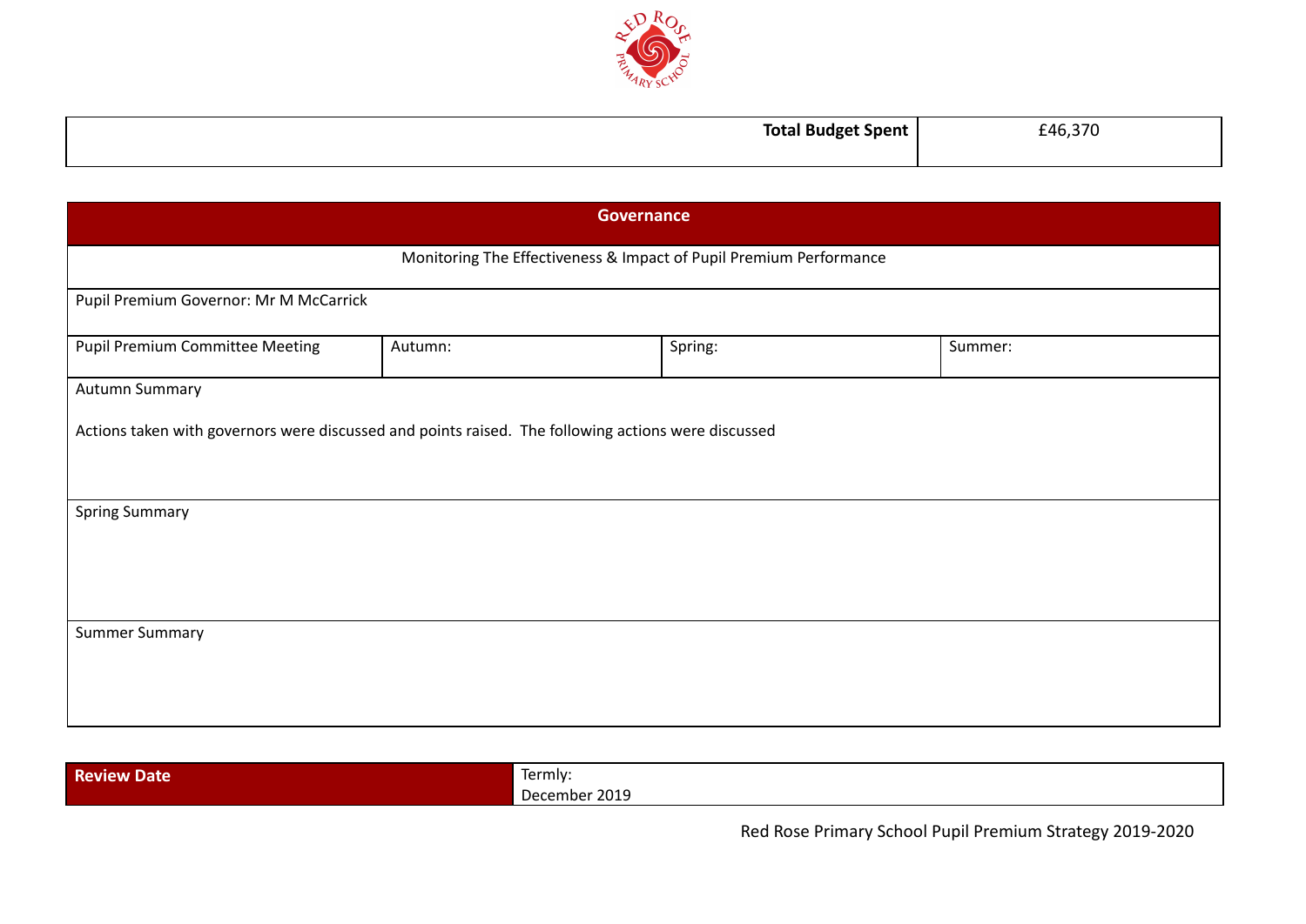| | Total Budget Spent | £46,370 |
|---|---|---|

| Governance | | | |
|---|---|---|---|
| Monitoring The Effectiveness & Impact of Pupil Premium Performance | | | |
| Pupil Premium Governor: Mr M McCarrick | | | |
| Pupil Premium Committee Meeting | Autumn: | Spring: | Summer: |
| Autumn Summary<br><br>Actions taken with governors were discussed and points raised. The following actions were discussed | | | |
| Spring Summary | | | |
| Summer Summary | | | |

| Review Date | Termly:<br>December 2019 |
|---|---|

Red Rose Primary School Pupil Premium Strategy 2019-2020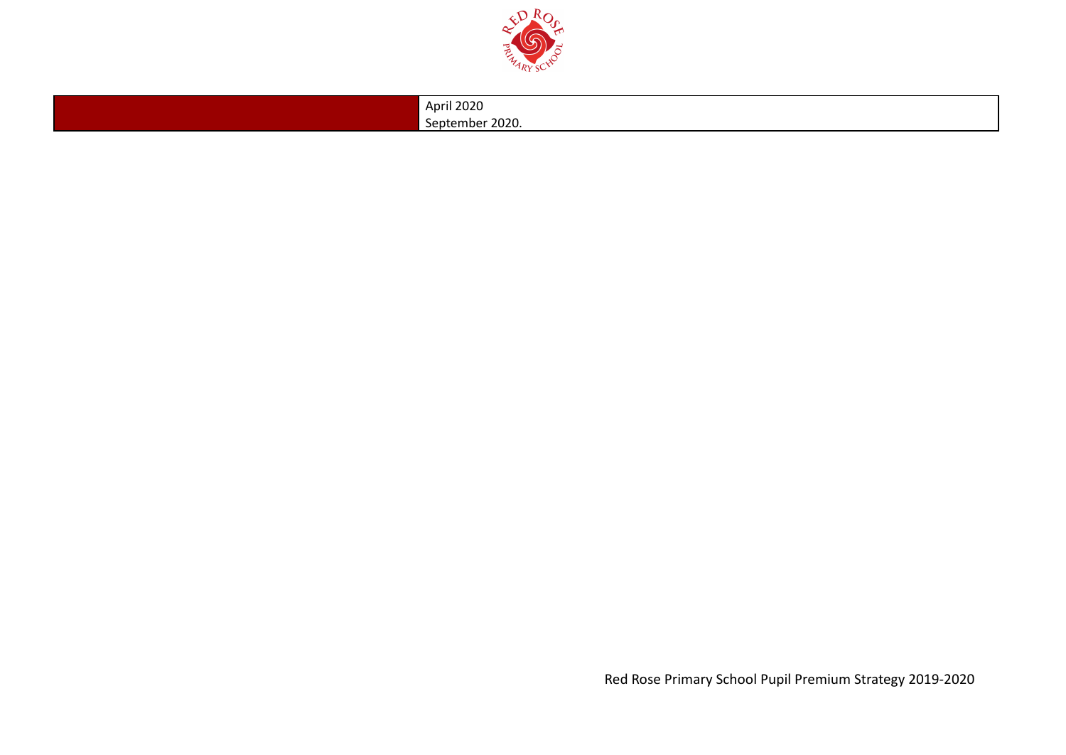| | |
|---|---|
| | April 2020<br>September 2020. |